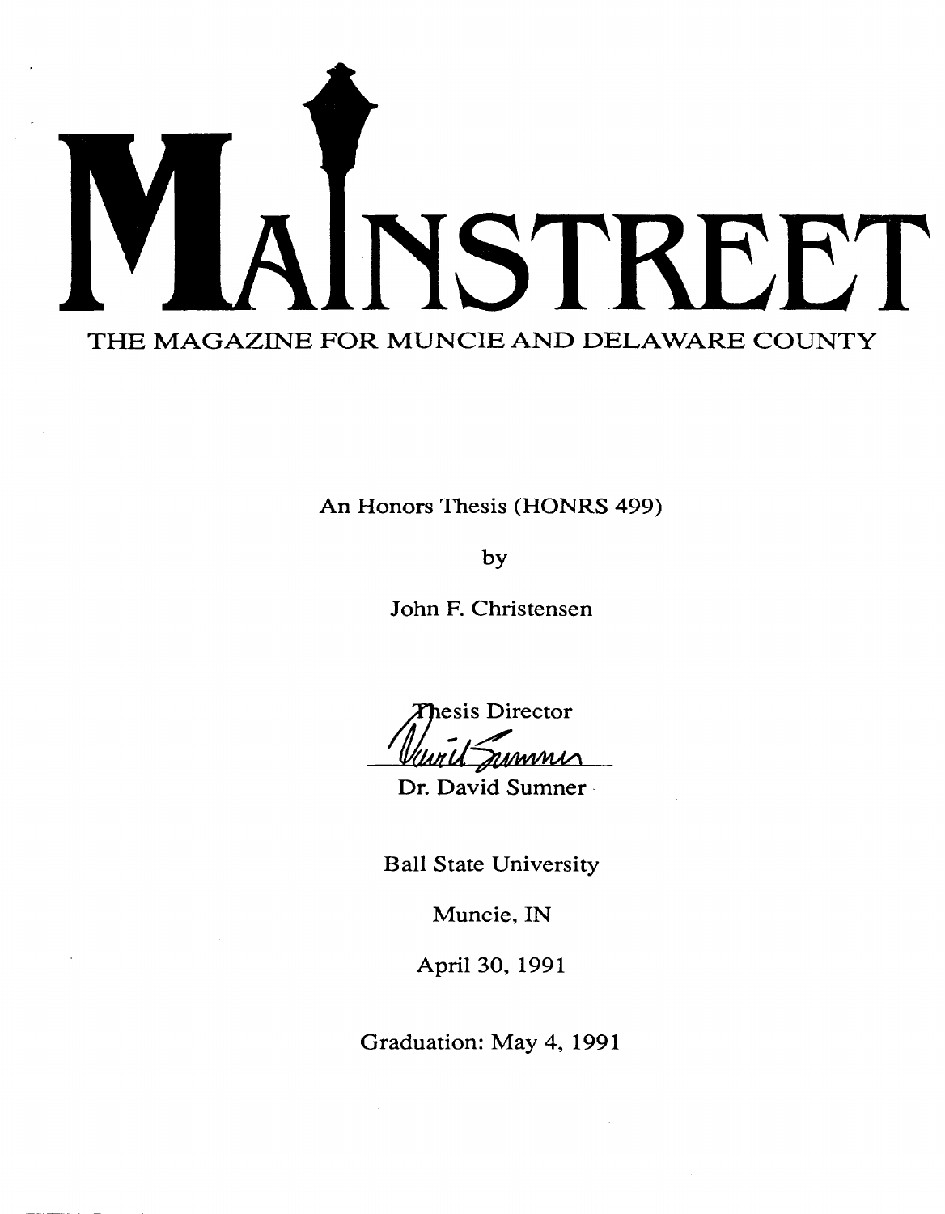# MAINSTREET

THE MAGAZINE FOR MUNCIE AND DELAWARE COUNTY

An Honors Thesis (HONRS 499)

by

John F. Christensen

Thesis Director

Dr. David Sumner

Ball State University

Muncie, IN

April 30, 1991

Graduation: May 4, 1991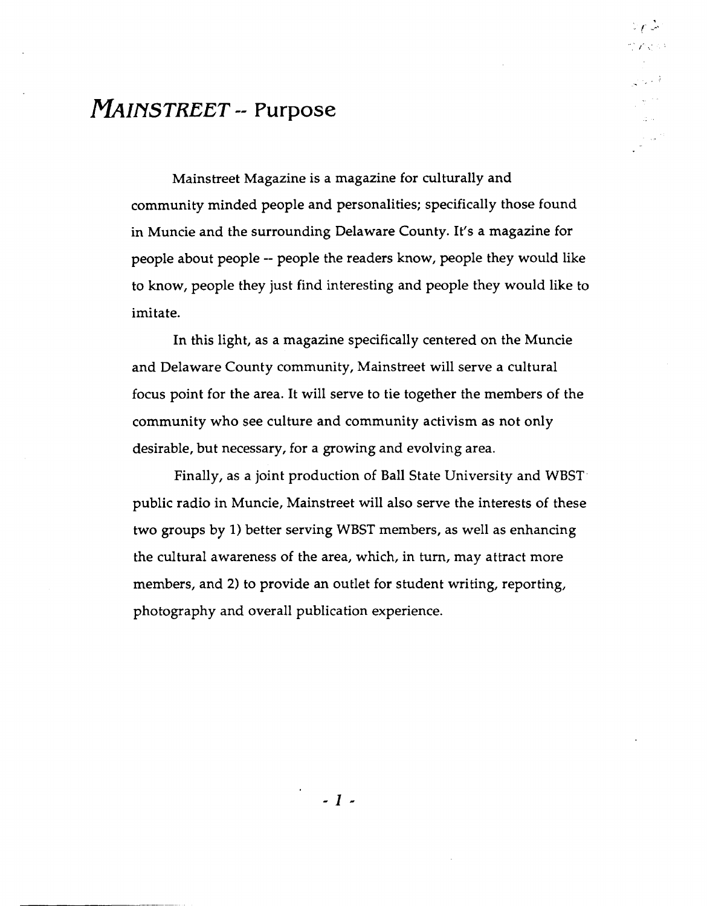# *MAINSTREET* -- Purpose

Mainstreet Magazine is a magazine for culturally and community minded people and personalities; specifically those found in Muncie and the surrounding Delaware County. It's a magazine for people about people -- people the readers know, people they would like to know, people they just find interesting and people they would like to imitate.

In this light, as a magazine specifically centered on the Muncie and Delaware County community, Mainstreet will serve a cultural focus point for the area. It will serve to tie together the members of the community who see culture and community activism as not only desirable, but necessary, for a growing and evolving area.

Finally, as a joint production of Ball State University and WBST public radio in Muncie, Mainstreet will also serve the interests of these two groups by 1) better serving WBST members, as well as enhancing the cultural awareness of the area, which, in turn, may attract more members, and 2) to provide an outlet for student writing, reporting, photography and overall publication experience.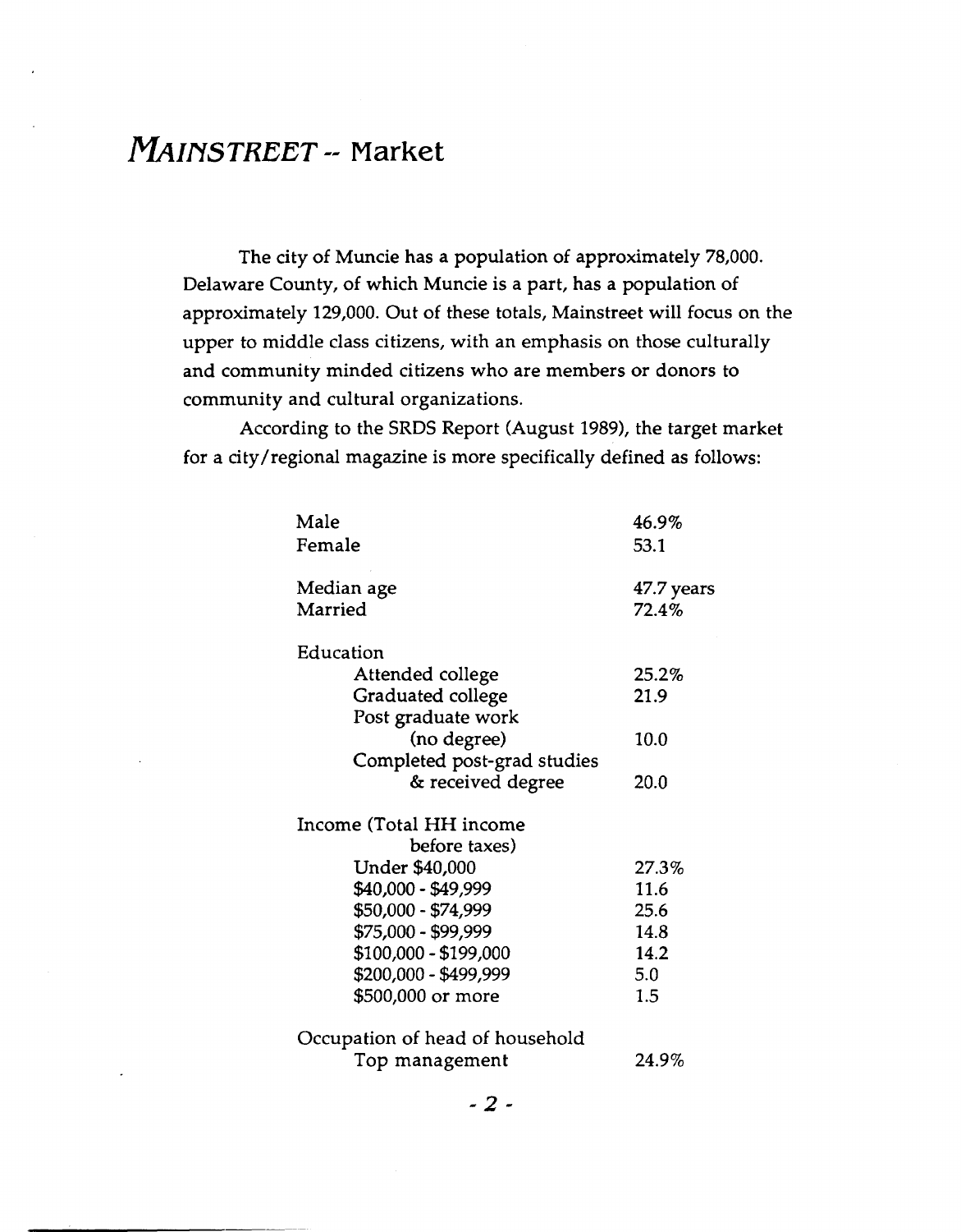# *MAINSTREET* -- Market

The city of Muncie has a population of approximately 78,000. Delaware County, of which Muncie is a part, has a population of approximately 129,000. Out of these totals, Mainstreet will focus on the upper to middle class citizens, with an emphasis on those culturally and community minded citizens who are members or donors to community and cultural organizations.

According to the SRDS Report (August 1989), the target market for a city/regional magazine is more specifically defined as follows:

| | |
|---|---|
| Male | 46.9% |
| Female | 53.1 |
| Median age | 47.7 years |
| Married | 72.4% |
| Education | |
| Attended college | 25.2% |
| Graduated college | 21.9 |
| Post graduate work (no degree) | 10.0 |
| Completed post-grad studies & received degree | 20.0 |
| Income (Total HH income before taxes) | |
| Under $40,000 | 27.3% |
| $40,000 - $49,999 | 11.6 |
| $50,000 - $74,999 | 25.6 |
| $75,000 - $99,999 | 14.8 |
| $100,000 - $199,000 | 14.2 |
| $200,000 - $499,999 | 5.0 |
| $500,000 or more | 1.5 |
| Occupation of head of household | |
| Top management | 24.9% |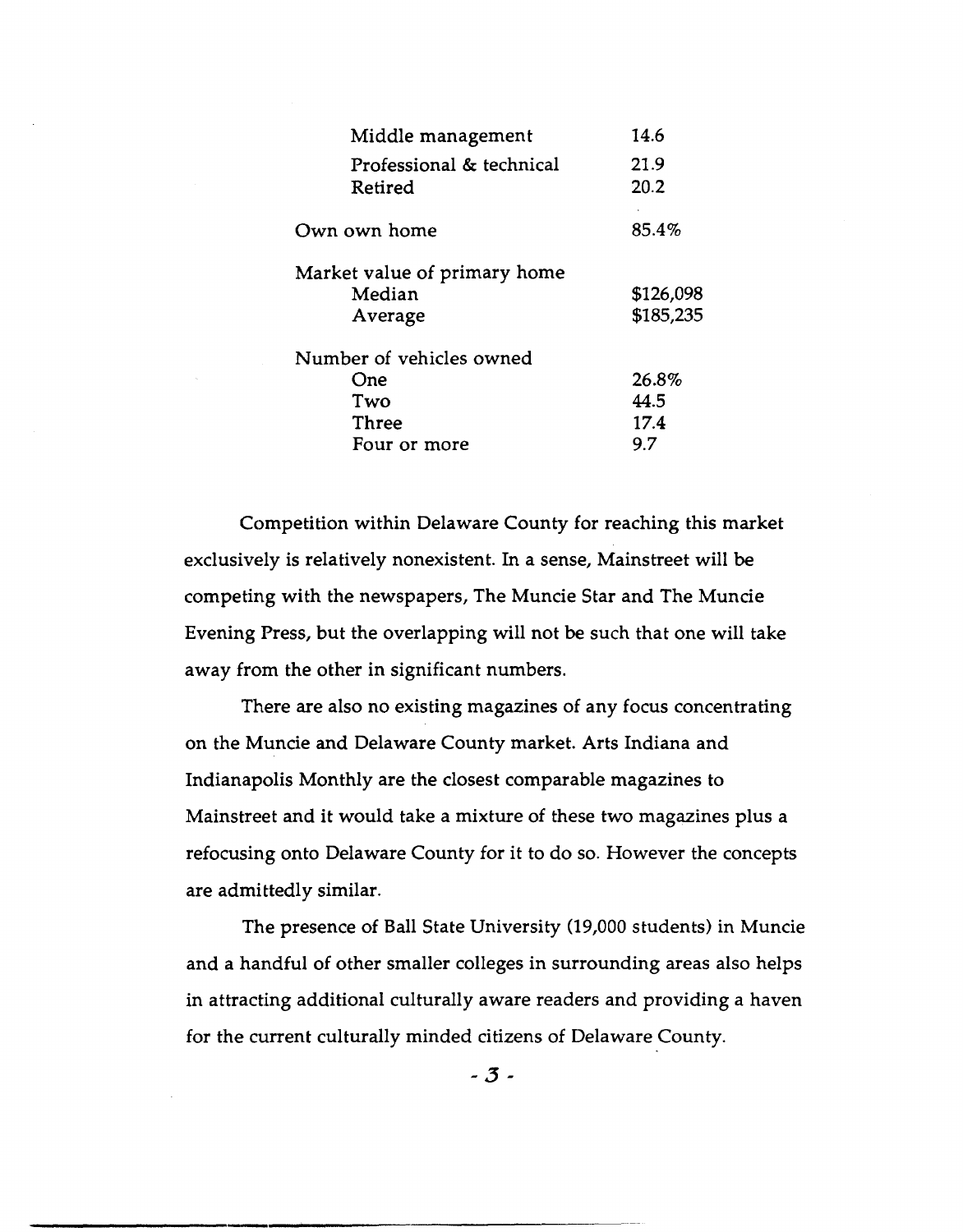| | |
|---|---|
| Middle management | 14.6 |
| Professional & technical | 21.9 |
| Retired | 20.2 |
| Own own home | 85.4% |
| Market value of primary home | |
| Median | $126,098 |
| Average | $185,235 |
| Number of vehicles owned | |
| One | 26.8% |
| Two | 44.5 |
| Three | 17.4 |
| Four or more | 9.7 |

Competition within Delaware County for reaching this market exclusively is relatively nonexistent. In a sense, Mainstreet will be competing with the newspapers, The Muncie Star and The Muncie Evening Press, but the overlapping will not be such that one will take away from the other in significant numbers.

There are also no existing magazines of any focus concentrating on the Muncie and Delaware County market. Arts Indiana and Indianapolis Monthly are the closest comparable magazines to Mainstreet and it would take a mixture of these two magazines plus a refocusing onto Delaware County for it to do so. However the concepts are admittedly similar.

The presence of Ball State University (19,000 students) in Muncie and a handful of other smaller colleges in surrounding areas also helps in attracting additional culturally aware readers and providing a haven for the current culturally minded citizens of Delaware County.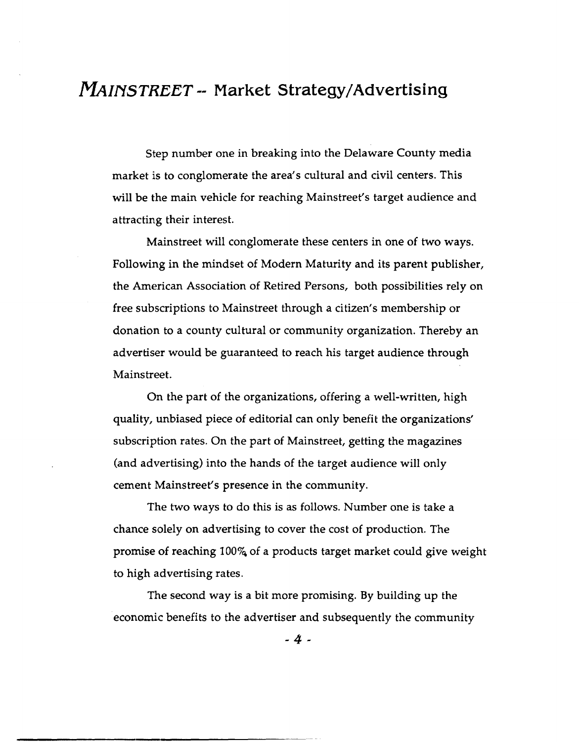# *MAINSTREET* -- Market Strategy/Advertising

Step number one in breaking into the Delaware County media market is to conglomerate the area's cultural and civil centers. This will be the main vehicle for reaching Mainstreet's target audience and attracting their interest.

Mainstreet will conglomerate these centers in one of two ways. Following in the mindset of Modern Maturity and its parent publisher, the American Association of Retired Persons, both possibilities rely on free subscriptions to Mainstreet through a citizen's membership or donation to a county cultural or community organization. Thereby an advertiser would be guaranteed to reach his target audience through Mainstreet.

On the part of the organizations, offering a well-written, high quality, unbiased piece of editorial can only benefit the organizations' subscription rates. On the part of Mainstreet, getting the magazines (and advertising) into the hands of the target audience will only cement Mainstreet's presence in the community.

The two ways to do this is as follows. Number one is take a chance solely on advertising to cover the cost of production. The promise of reaching 100% of a products target market could give weight to high advertising rates.

The second way is a bit more promising. By building up the economic benefits to the advertiser and subsequently the community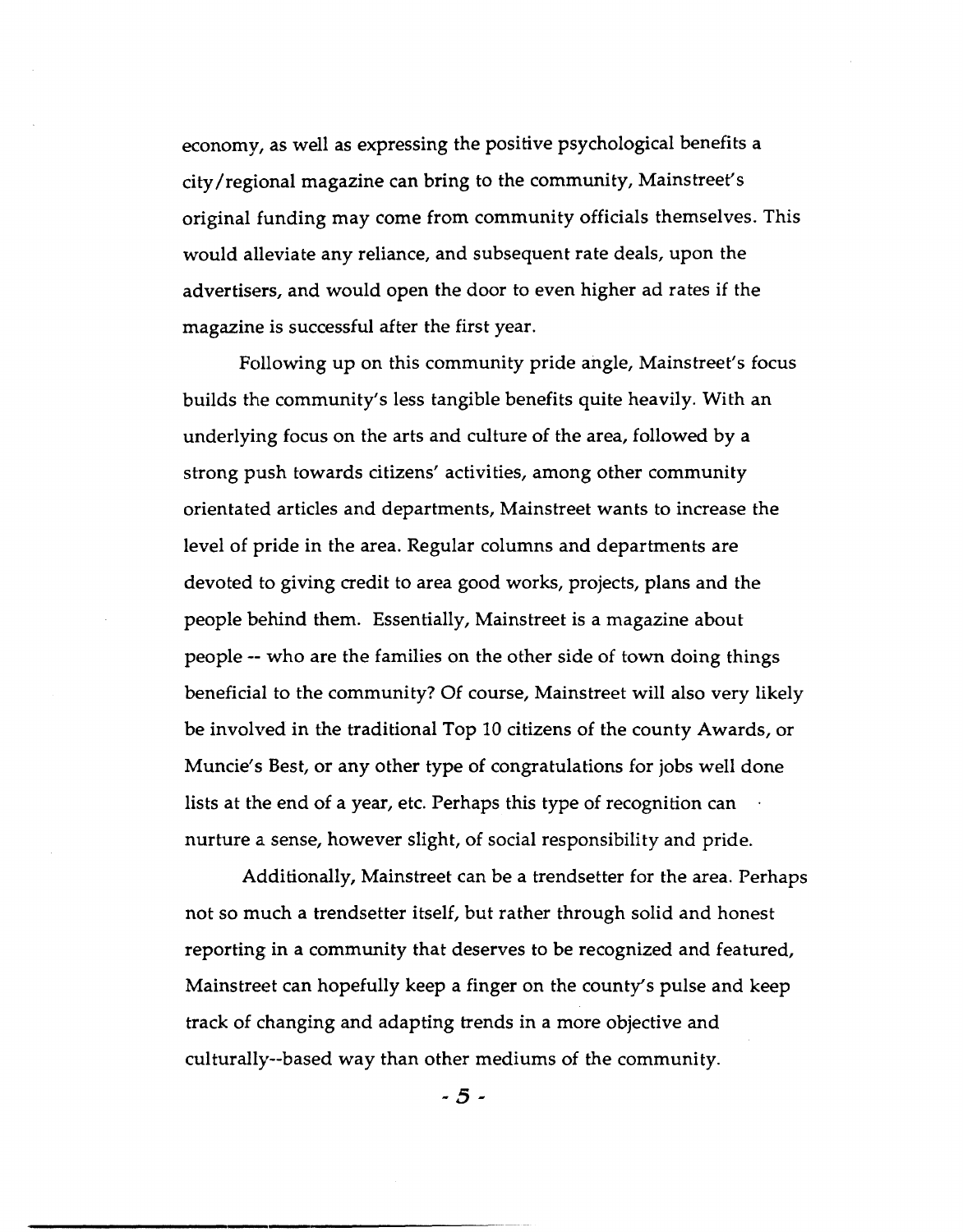economy, as well as expressing the positive psychological benefits a city/regional magazine can bring to the community, Mainstreet's original funding may come from community officials themselves. This would alleviate any reliance, and subsequent rate deals, upon the advertisers, and would open the door to even higher ad rates if the magazine is successful after the first year.

Following up on this community pride angle, Mainstreet's focus builds the community's less tangible benefits quite heavily. With an underlying focus on the arts and culture of the area, followed by a strong push towards citizens' activities, among other community orientated articles and departments, Mainstreet wants to increase the level of pride in the area. Regular columns and departments are devoted to giving credit to area good works, projects, plans and the people behind them. Essentially, Mainstreet is a magazine about people -- who are the families on the other side of town doing things beneficial to the community? Of course, Mainstreet will also very likely be involved in the traditional Top 10 citizens of the county Awards, or Muncie's Best, or any other type of congratulations for jobs well done lists at the end of a year, etc. Perhaps this type of recognition can nurture a sense, however slight, of social responsibility and pride.

Additionally, Mainstreet can be a trendsetter for the area. Perhaps not so much a trendsetter itself, but rather through solid and honest reporting in a community that deserves to be recognized and featured, Mainstreet can hopefully keep a finger on the county's pulse and keep track of changing and adapting trends in a more objective and culturally--based way than other mediums of the community.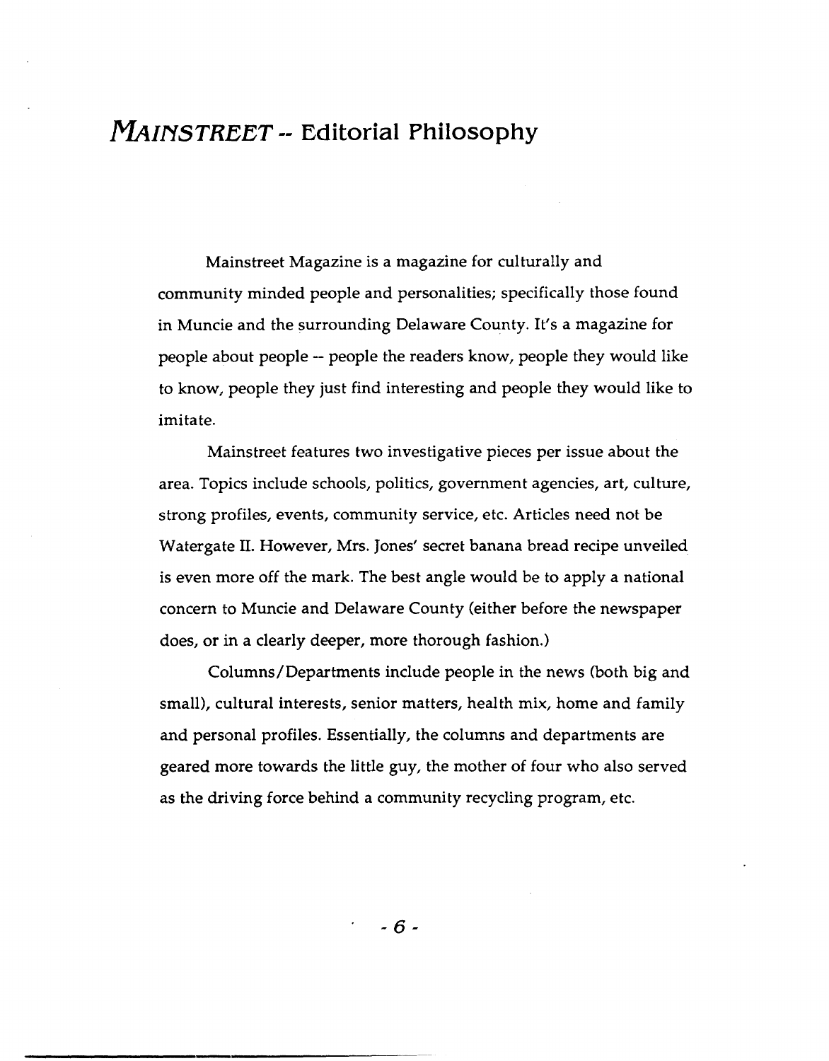# *MAINSTREET* -- Editorial Philosophy

Mainstreet Magazine is a magazine for culturally and community minded people and personalities; specifically those found in Muncie and the surrounding Delaware County. It's a magazine for people about people -- people the readers know, people they would like to know, people they just find interesting and people they would like to imitate.

Mainstreet features two investigative pieces per issue about the area. Topics include schools, politics, government agencies, art, culture, strong profiles, events, community service, etc. Articles need not be Watergate II. However, Mrs. Jones' secret banana bread recipe unveiled is even more off the mark. The best angle would be to apply a national concern to Muncie and Delaware County (either before the newspaper does, or in a clearly deeper, more thorough fashion.)

Columns/Departments include people in the news (both big and small), cultural interests, senior matters, health mix, home and family and personal profiles. Essentially, the columns and departments are geared more towards the little guy, the mother of four who also served as the driving force behind a community recycling program, etc.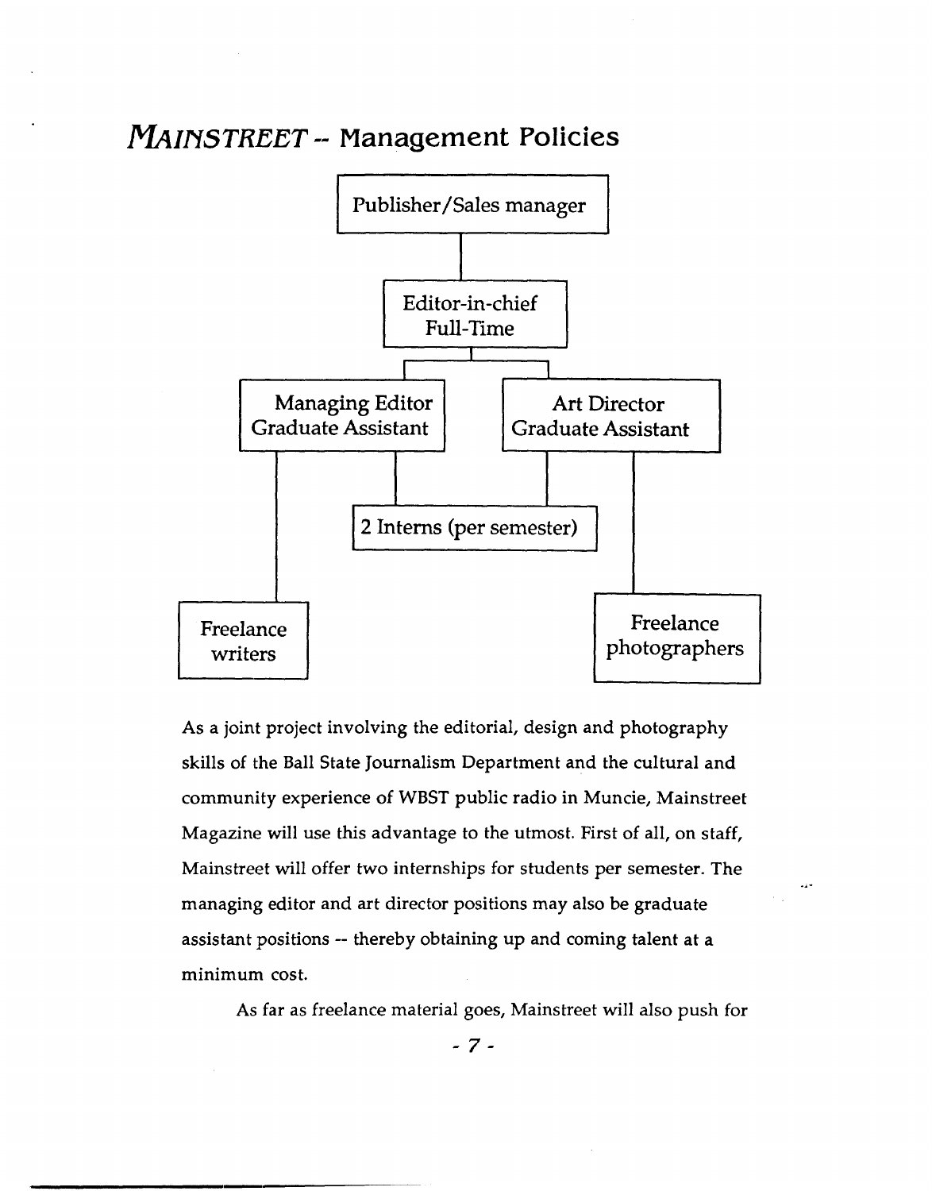# *MAINSTREET* -- Management Policies

Publisher/Sales manager

Editor-in-chief
Full-Time

Managing Editor
Graduate Assistant

Art Director
Graduate Assistant

2 Interns (per semester)

Freelance
writers

Freelance
photographers

As a joint project involving the editorial, design and photography skills of the Ball State Journalism Department and the cultural and community experience of WBST public radio in Muncie, Mainstreet Magazine will use this advantage to the utmost. First of all, on staff, Mainstreet will offer two internships for students per semester. The managing editor and art director positions may also be graduate assistant positions -- thereby obtaining up and coming talent at a minimum cost.

As far as freelance material goes, Mainstreet will also push for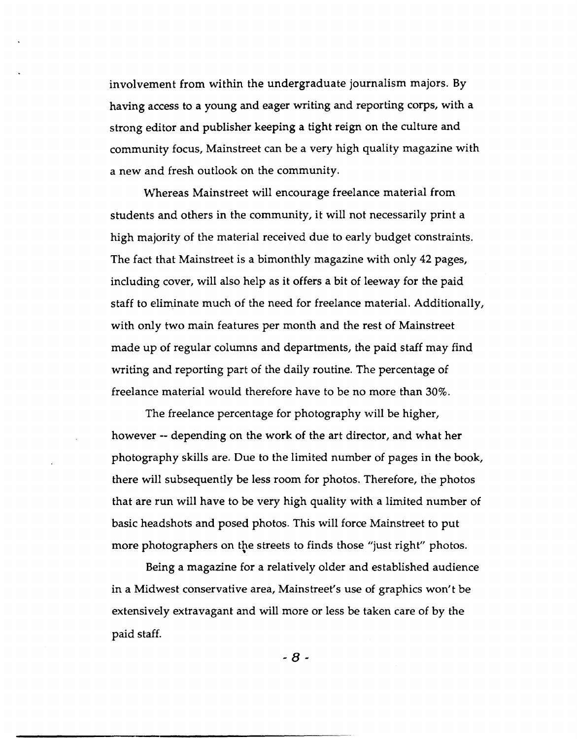involvement from within the undergraduate journalism majors. By having access to a young and eager writing and reporting corps, with a strong editor and publisher keeping a tight reign on the culture and community focus, Mainstreet can be a very high quality magazine with a new and fresh outlook on the community.

Whereas Mainstreet will encourage freelance material from students and others in the community, it will not necessarily print a high majority of the material received due to early budget constraints. The fact that Mainstreet is a bimonthly magazine with only 42 pages, including cover, will also help as it offers a bit of leeway for the paid staff to eliminate much of the need for freelance material. Additionally, with only two main features per month and the rest of Mainstreet made up of regular columns and departments, the paid staff may find writing and reporting part of the daily routine. The percentage of freelance material would therefore have to be no more than 30%.

The freelance percentage for photography will be higher, however -- depending on the work of the art director, and what her photography skills are. Due to the limited number of pages in the book, there will subsequently be less room for photos. Therefore, the photos that are run will have to be very high quality with a limited number of basic headshots and posed photos. This will force Mainstreet to put more photographers on the streets to finds those "just right" photos.

Being a magazine for a relatively older and established audience in a Midwest conservative area, Mainstreet's use of graphics won't be extensively extravagant and will more or less be taken care of by the paid staff.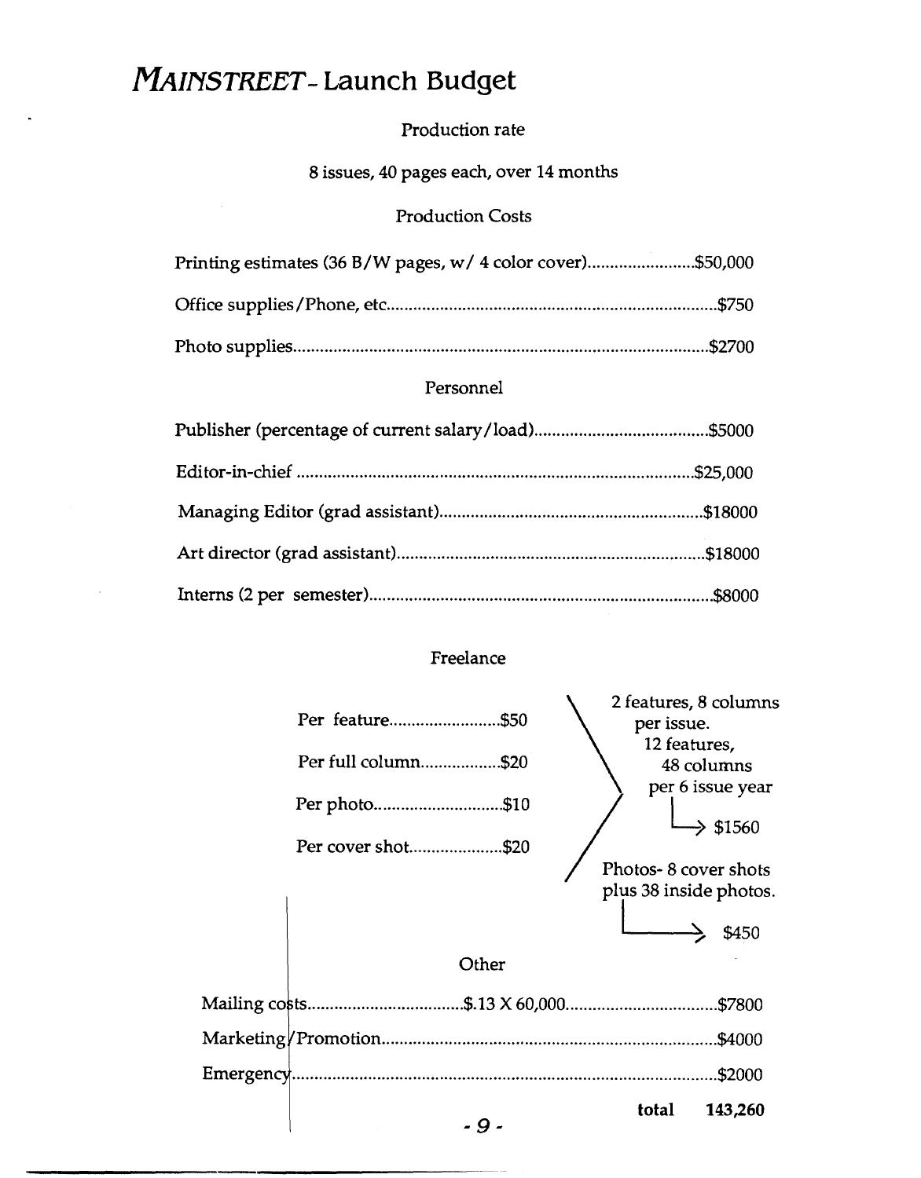# *Mainstreet* - Launch Budget

Production rate

8 issues, 40 pages each, over 14 months

Production Costs

| | |
|---|---|
| Printing estimates (36 B/W pages, w/ 4 color cover) | $50,000 |
| Office supplies/Phone, etc | $750 |
| Photo supplies | $2700 |

Personnel

| | |
|---|---|
| Publisher (percentage of current salary/load) | $5000 |
| Editor-in-chief | $25,000 |
| Managing Editor (grad assistant) | $18000 |
| Art director (grad assistant) | $18000 |
| Interns (2 per semester) | $8000 |

Freelance

| | |
|---|---|
| Per feature | $50 |
| Per full column | $20 |
| Per photo | $10 |
| Per cover shot | $20 |

2 features, 8 columns per issue.
12 features, 48 columns per 6 issue year → $1560

Photos- 8 cover shots plus 38 inside photos. → $450

Other

| | | |
|---|---|---|
| Mailing costs | $.13 X 60,000 | $7800 |
| Marketing/Promotion | | $4000 |
| Emergency | | $2000 |
| | total | 143,260 |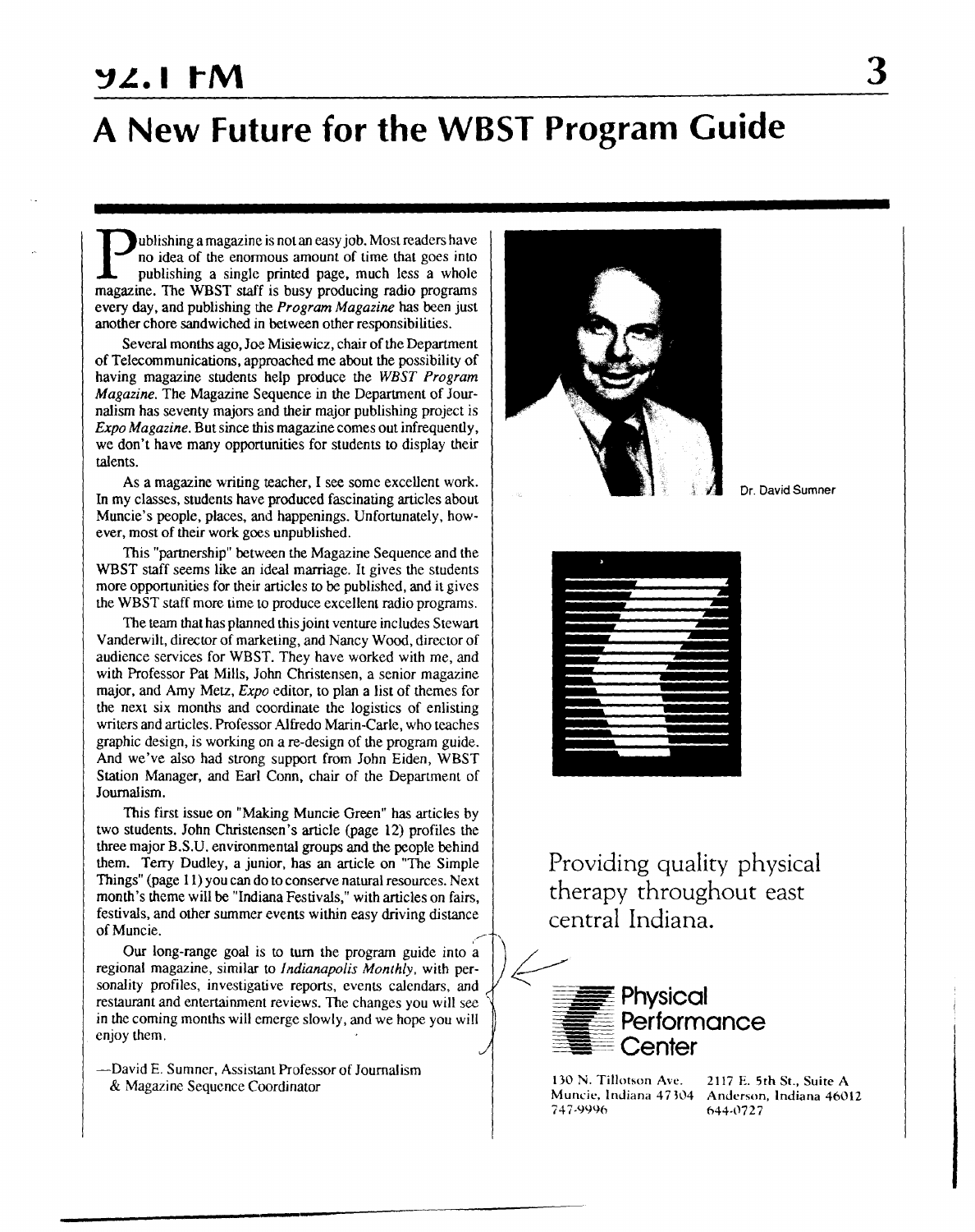# A New Future for the WBST Program Guide

Publishing a magazine is not an easy job. Most readers have no idea of the enormous amount of time that goes into publishing a single printed page, much less a whole magazine. The WBST staff is busy producing radio programs every day, and publishing the *Program Magazine* has been just another chore sandwiched in between other responsibilities.

Several months ago, Joe Misiewicz, chair of the Department of Telecommunications, approached me about the possibility of having magazine students help produce the *WBST Program Magazine*. The Magazine Sequence in the Department of Journalism has seventy majors and their major publishing project is *Expo Magazine*. But since this magazine comes out infrequently, we don't have many opportunities for students to display their talents.

As a magazine writing teacher, I see some excellent work. In my classes, students have produced fascinating articles about Muncie's people, places, and happenings. Unfortunately, however, most of their work goes unpublished.

This "partnership" between the Magazine Sequence and the WBST staff seems like an ideal marriage. It gives the students more opportunities for their articles to be published, and it gives the WBST staff more time to produce excellent radio programs.

The team that has planned this joint venture includes Stewart Vanderwilt, director of marketing, and Nancy Wood, director of audience services for WBST. They have worked with me, and with Professor Pat Mills, John Christensen, a senior magazine major, and Amy Metz, *Expo* editor, to plan a list of themes for the next six months and coordinate the logistics of enlisting writers and articles. Professor Alfredo Marin-Carle, who teaches graphic design, is working on a re-design of the program guide. And we've also had strong support from John Eiden, WBST Station Manager, and Earl Conn, chair of the Department of Journalism.

This first issue on "Making Muncie Green" has articles by two students. John Christensen's article (page 12) profiles the three major B.S.U. environmental groups and the people behind them. Terry Dudley, a junior, has an article on "The Simple Things" (page 11) you can do to conserve natural resources. Next month's theme will be "Indiana Festivals," with articles on fairs, festivals, and other summer events within easy driving distance of Muncie.

Our long-range goal is to turn the program guide into a regional magazine, similar to *Indianapolis Monthly*, with personality profiles, investigative reports, events calendars, and restaurant and entertainment reviews. The changes you will see in the coming months will emerge slowly, and we hope you will enjoy them.

—David E. Sumner, Assistant Professor of Journalism & Magazine Sequence Coordinator

Dr. David Sumner

Providing quality physical therapy throughout east central Indiana.

**Physical Performance Center**

130 N. Tillotson Ave.
Muncie, Indiana 47304
747-9996

2117 E. 5th St., Suite A
Anderson, Indiana 46012
644-0727